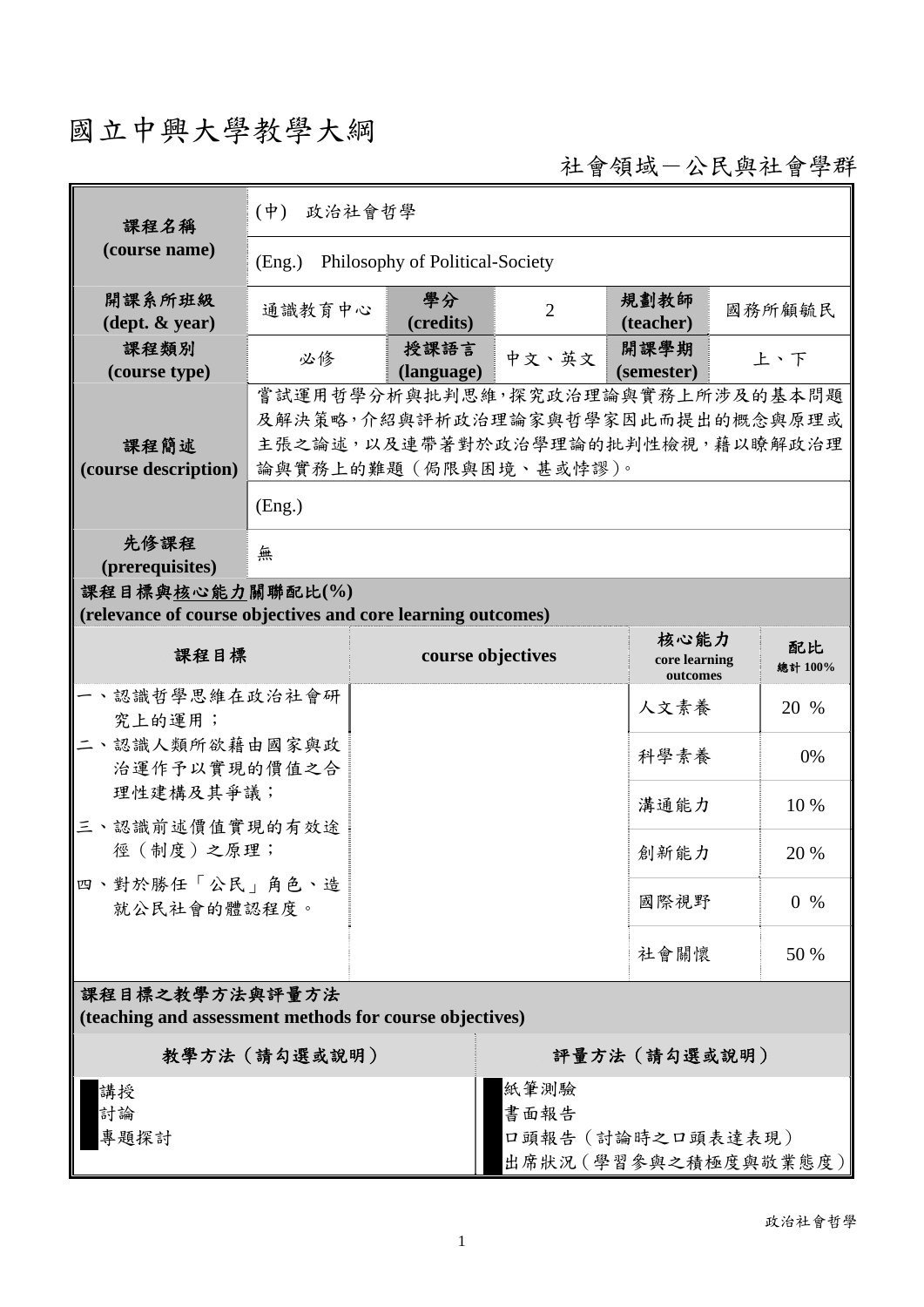# 國立中興大學教學大綱

社會領域－公民與社會學群

| 課程名稱 (course name) | (中) 政治社會哲學 | | | | |
|---|---|---|---|---|---|
| | (Eng.) Philosophy of Political-Society | | | | |
| 開課系所班級 (dept. & year) | 通識教育中心 | 學分 (credits) | 2 | 規劃教師 (teacher) | 國務所顧毓民 |
| 課程類別 (course type) | 必修 | 授課語言 (language) | 中文、英文 | 開課學期 (semester) | 上、下 |
| 課程簡述 (course description) | 嘗試運用哲學分析與批判思維,探究政治理論與實務上所涉及的基本問題及解決策略,介紹與評析政治理論家與哲學家因此而提出的概念與原理或主張之論述,以及連帶著對於政治學理論的批判性檢視,藉以瞭解政治理論與實務上的難題(侷限與困境、甚或悖謬)。 | | | | |
| | (Eng.) | | | | |
| 先修課程 (prerequisites) | 無 | | | | |

**課程目標與核心能力關聯配比(%)**
**(relevance of course objectives and core learning outcomes)**

| 課程目標 | course objectives | 核心能力 core learning outcomes | 配比 總計 100% |
|---|---|---|---|
| 一、認識哲學思維在政治社會研究上的運用;<br>二、認識人類所欲藉由國家與政治運作予以實現的價值之合理性建構及其爭議;<br>三、認識前述價值實現的有效途徑(制度)之原理;<br>四、對於勝任「公民」角色、造就公民社會的體認程度。 | | 人文素養 | 20 % |
| | | 科學素養 | 0% |
| | | 溝通能力 | 10 % |
| | | 創新能力 | 20 % |
| | | 國際視野 | 0 % |
| | | 社會關懷 | 50 % |

**課程目標之教學方法與評量方法**
**(teaching and assessment methods for course objectives)**

| 教學方法(請勾選或說明) | 評量方法(請勾選或說明) |
|---|---|
| ■講授<br>■討論<br>■專題探討 | 紙筆測驗<br>書面報告<br>口頭報告(討論時之口頭表達表現)<br>出席狀況(學習參與之積極度與敬業態度) |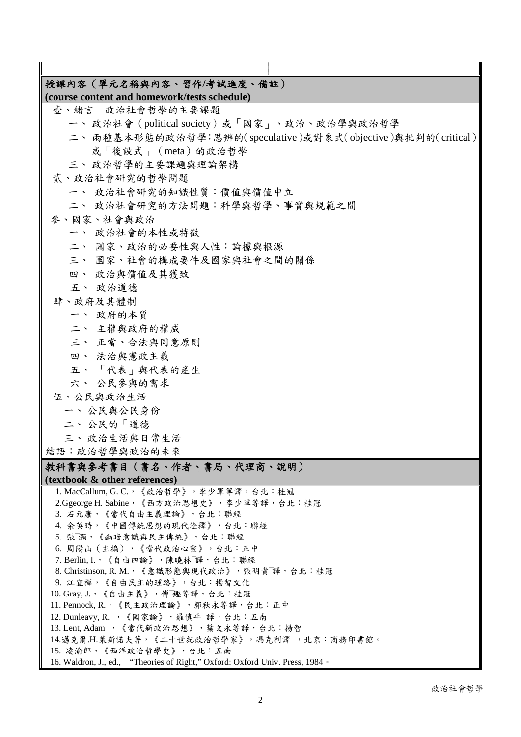## 授課內容（單元名稱與內容、習作/考試進度、備註）
**(course content and homework/tests schedule)**

壹、緒言—政治社會哲學的主要課題

一、 政治社會（political society）或「國家」、政治、政治學與政治哲學

二、 兩種基本形態的政治哲學：思辨的（speculative）或對象式（objective）與批判的（critical）或「後設式」（meta）的政治哲學

三、 政治哲學的主要課題與理論架構

貳、政治社會研究的哲學問題

一、 政治社會研究的知識性質：價值與價值中立

二、 政治社會研究的方法問題：科學與哲學、事實與規範之間

參、國家、社會與政治

一、 政治社會的本性或特徵

二、 國家、政治的必要性與人性：論據與根源

三、 國家、社會的構成要件及國家與社會之間的關係

四、 政治與價值及其獲致

五、 政治道德

肆、政府及其體制

一、 政府的本質

二、 主權與政府的權威

三、 正當、合法與同意原則

四、 法治與憲政主義

五、 「代表」與代表的產生

六、 公民參與的需求

伍、公民與政治生活

一、 公民與公民身份

二、 公民的「道德」

三、 政治生活與日常生活

結語：政治哲學與政治的未來

## 教科書與參考書目（書名、作者、書局、代理商、說明）
**(textbook & other references)**

1. MacCallum, G. C.，《政治哲學》，李少軍等譯，台北：桂冠
2. Ggeorge H. Sabine，《西方政治思想史》，李少軍等譯，台北：桂冠
3. 石元康，《當代自由主義理論》，台北：聯經
4. 余英時，《中國傳統思想的現代詮釋》，台北：聯經
5. 張灝，《幽暗意識與民主傳統》，台北：聯經
6. 周陽山（主編），《當代政治心靈》，台北：正中
7. Berlin, I.，《自由四論》，陳曉林譯，台北：聯經
8. Christinson, R. M.，《意識形態與現代政治》，張明貴譯，台北：桂冠
9. 江宜樺，《自由民主的理路》，台北：揚智文化
10. Gray, J.，《自由主義》，傅鏗等譯，台北：桂冠
11. Pennock, R.，《民主政治理論》，郭秋永等譯，台北：正中
12. Dunleavy, R. ，《國家論》，羅慎平 譯，台北：五南
13. Lent, Adam ，《當代新政治思想》，葉文永等譯，台北：揚智
14. 邁克爾.H.萊斯諾夫著，《二十世紀政治哲學家》，馮克利譯 ，北京：商務印書館。
15. 凌渝郎，《西洋政治哲學史》，台北：五南
16. Waldron, J., ed., "Theories of Right," Oxford: Oxford Univ. Press, 1984。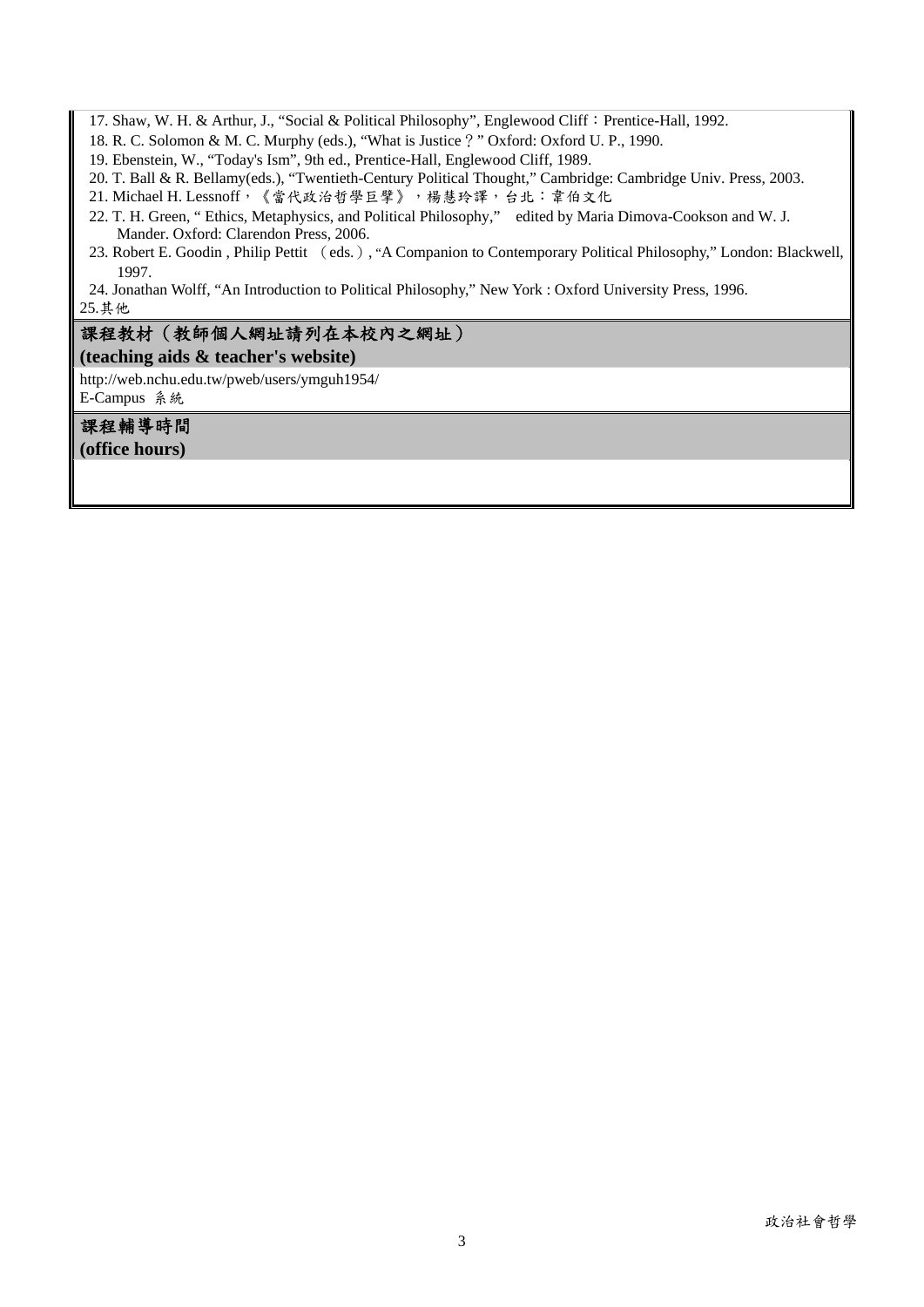17. Shaw, W. H. & Arthur, J., "Social & Political Philosophy", Englewood Cliff：Prentice-Hall, 1992.
18. R. C. Solomon & M. C. Murphy (eds.), "What is Justice？" Oxford: Oxford U. P., 1990.
19. Ebenstein, W., "Today's Ism", 9th ed., Prentice-Hall, Englewood Cliff, 1989.
20. T. Ball & R. Bellamy(eds.), "Twentieth-Century Political Thought," Cambridge: Cambridge Univ. Press, 2003.
21. Michael H. Lessnoff，《當代政治哲學巨擘》，楊慧玲譯，台北：韋伯文化
22. T. H. Green, " Ethics, Metaphysics, and Political Philosophy," edited by Maria Dimova-Cookson and W. J. Mander. Oxford: Clarendon Press, 2006.
23. Robert E. Goodin , Philip Pettit （eds.）, "A Companion to Contemporary Political Philosophy," London: Blackwell, 1997.
24. Jonathan Wolff, "An Introduction to Political Philosophy," New York : Oxford University Press, 1996.
25.其他

## 課程教材（教師個人網址請列在本校內之網址）
**(teaching aids & teacher's website)**

http://web.nchu.edu.tw/pweb/users/ymguh1954/
E-Campus 系統

## 課程輔導時間
**(office hours)**